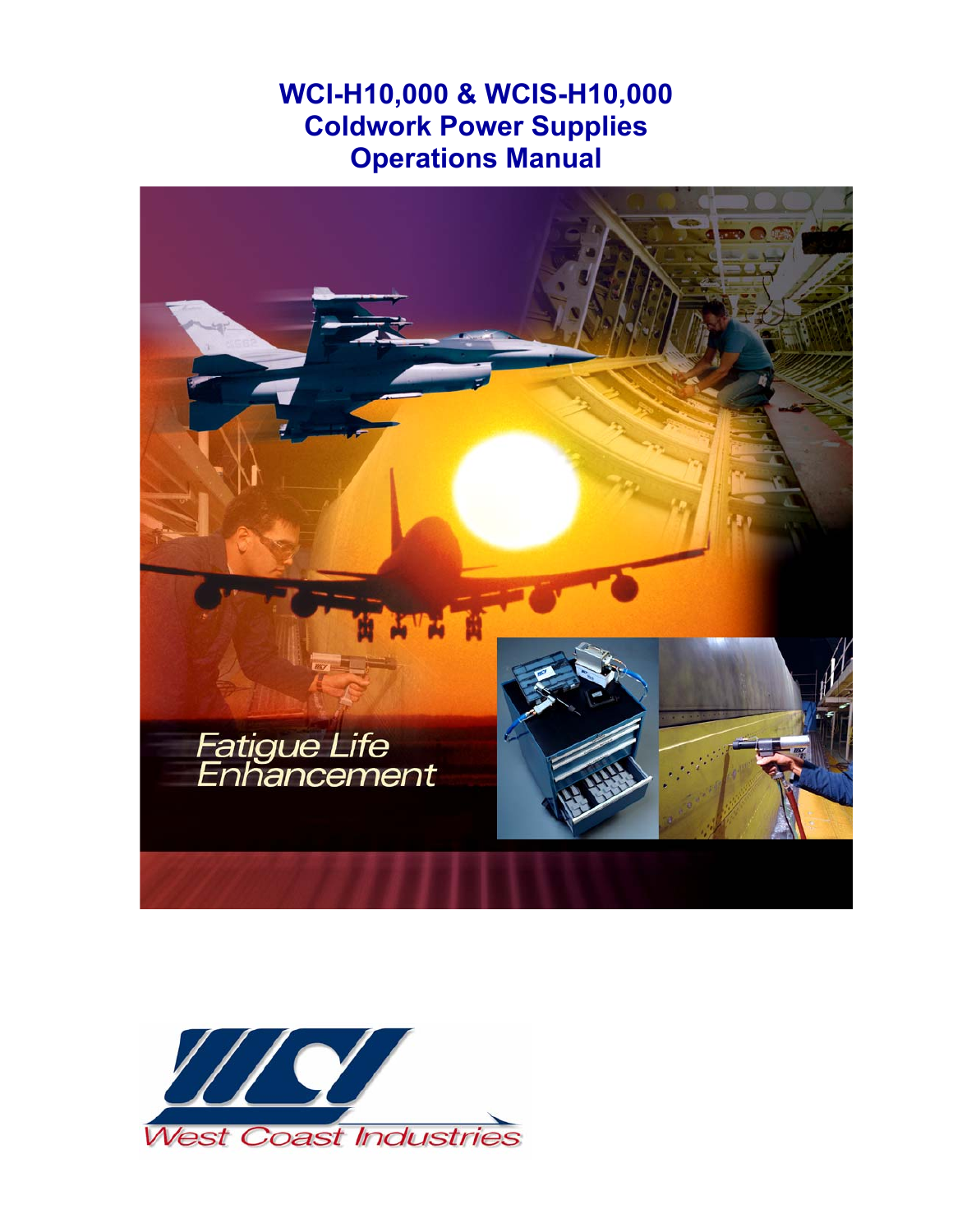# WCI-H10,000 & WCIS-H10,000
# Coldwork Power Supplies
# Operations Manual

*Fatigue Life Enhancement*

West Coast Industries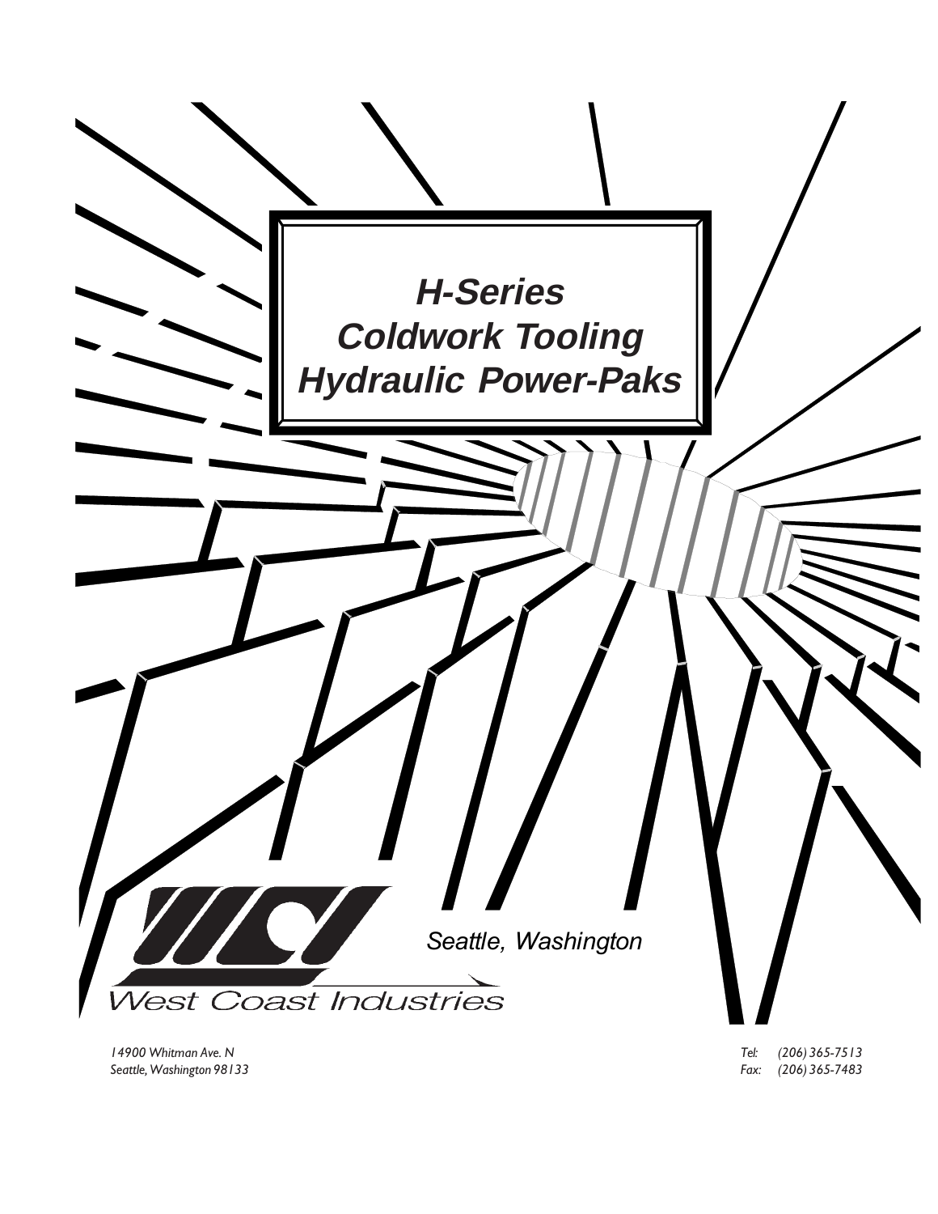# H-Series Coldwork Tooling Hydraulic Power-Paks

West Coast Industries

Seattle, Washington

14900 Whitman Ave. N
Seattle, Washington 98133

Tel: (206) 365-7513
Fax: (206) 365-7483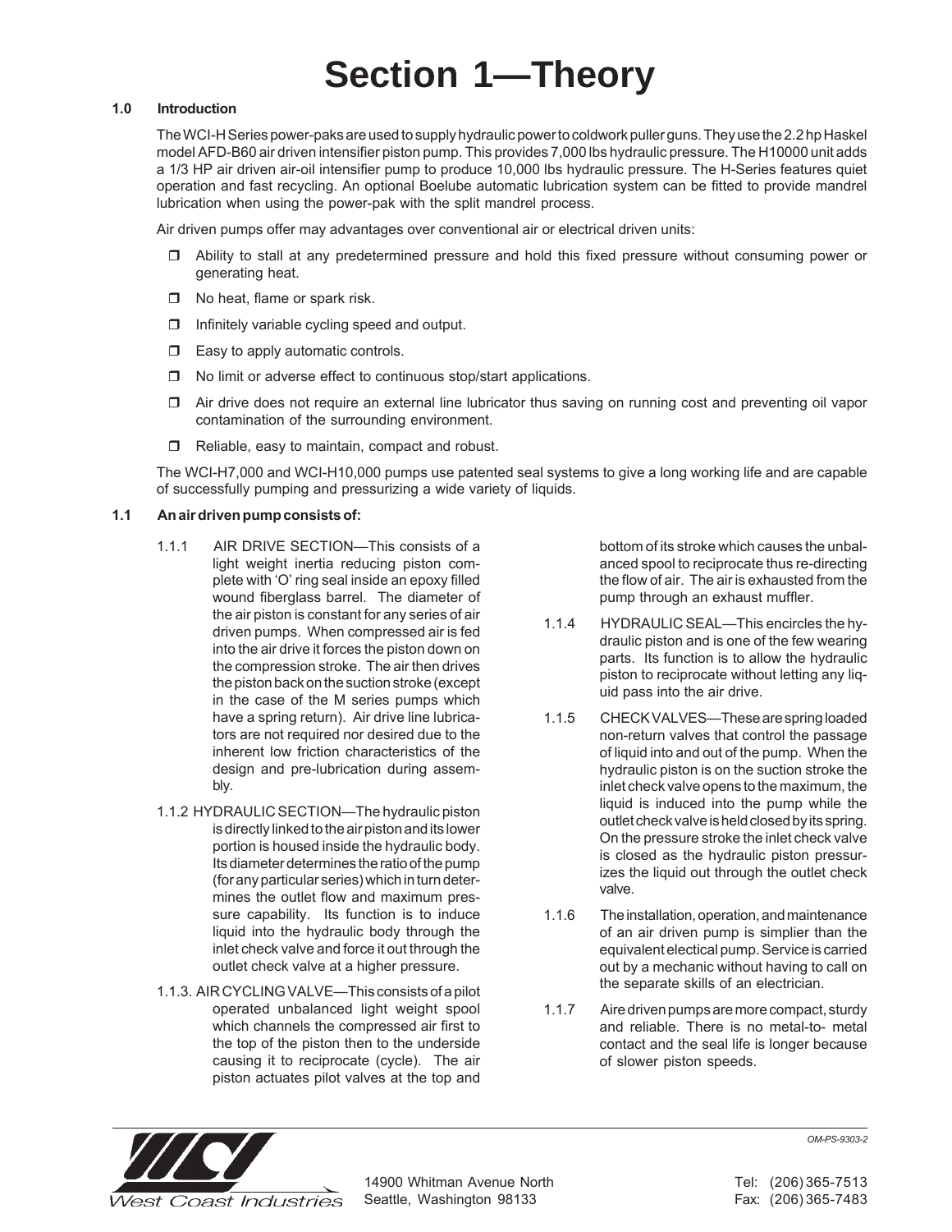# Section 1—Theory

## 1.0 Introduction

The WCI-H Series power-paks are used to supply hydraulic power to coldwork puller guns. They use the 2.2 hp Haskel model AFD-B60 air driven intensifier piston pump. This provides 7,000 lbs hydraulic pressure. The H10000 unit adds a 1/3 HP air driven air-oil intensifier pump to produce 10,000 lbs hydraulic pressure. The H-Series features quiet operation and fast recycling. An optional Boelube automatic lubrication system can be fitted to provide mandrel lubrication when using the power-pak with the split mandrel process.

Air driven pumps offer may advantages over conventional air or electrical driven units:

- Ability to stall at any predetermined pressure and hold this fixed pressure without consuming power or generating heat.
- No heat, flame or spark risk.
- Infinitely variable cycling speed and output.
- Easy to apply automatic controls.
- No limit or adverse effect to continuous stop/start applications.
- Air drive does not require an external line lubricator thus saving on running cost and preventing oil vapor contamination of the surrounding environment.
- Reliable, easy to maintain, compact and robust.

The WCI-H7,000 and WCI-H10,000 pumps use patented seal systems to give a long working life and are capable of successfully pumping and pressurizing a wide variety of liquids.

## 1.1 An air driven pump consists of:

1.1.1 AIR DRIVE SECTION—This consists of a light weight inertia reducing piston complete with 'O' ring seal inside an epoxy filled wound fiberglass barrel. The diameter of the air piston is constant for any series of air driven pumps. When compressed air is fed into the air drive it forces the piston down on the compression stroke. The air then drives the piston back on the suction stroke (except in the case of the M series pumps which have a spring return). Air drive line lubricators are not required nor desired due to the inherent low friction characteristics of the design and pre-lubrication during assembly.

1.1.2 HYDRAULIC SECTION—The hydraulic piston is directly linked to the air piston and its lower portion is housed inside the hydraulic body. Its diameter determines the ratio of the pump (for any particular series) which in turn determines the outlet flow and maximum pressure capability. Its function is to induce liquid into the hydraulic body through the inlet check valve and force it out through the outlet check valve at a higher pressure.

1.1.3. AIR CYCLING VALVE—This consists of a pilot operated unbalanced light weight spool which channels the compressed air first to the top of the piston then to the underside causing it to reciprocate (cycle). The air piston actuates pilot valves at the top and bottom of its stroke which causes the unbalanced spool to reciprocate thus re-directing the flow of air. The air is exhausted from the pump through an exhaust muffler.

1.1.4 HYDRAULIC SEAL—This encircles the hydraulic piston and is one of the few wearing parts. Its function is to allow the hydraulic piston to reciprocate without letting any liquid pass into the air drive.

1.1.5 CHECK VALVES—These are spring loaded non-return valves that control the passage of liquid into and out of the pump. When the hydraulic piston is on the suction stroke the inlet check valve opens to the maximum, the liquid is induced into the pump while the outlet check valve is held closed by its spring. On the pressure stroke the inlet check valve is closed as the hydraulic piston pressurizes the liquid out through the outlet check valve.

1.1.6 The installation, operation, and maintenance of an air driven pump is simplier than the equivalent electical pump. Service is carried out by a mechanic without having to call on the separate skills of an electrician.

1.1.7 Aire driven pumps are more compact, sturdy and reliable. There is no metal-to- metal contact and the seal life is longer because of slower piston speeds.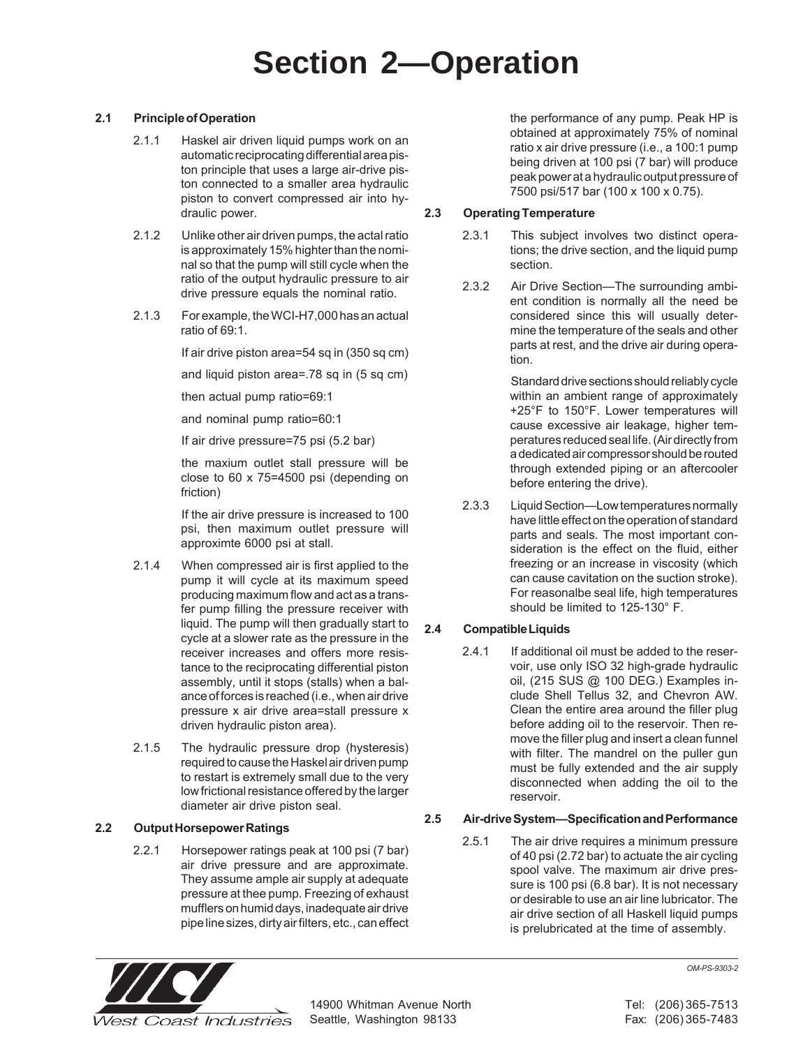# Section 2—Operation

## 2.1 Principle of Operation

2.1.1 Haskel air driven liquid pumps work on an automatic reciprocating differential area piston principle that uses a large air-drive piston connected to a smaller area hydraulic piston to convert compressed air into hydraulic power.

2.1.2 Unlike other air driven pumps, the actal ratio is approximately 15% highter than the nominal so that the pump will still cycle when the ratio of the output hydraulic pressure to air drive pressure equals the nominal ratio.

2.1.3 For example, the WCI-H7,000 has an actual ratio of 69:1.

If air drive piston area=54 sq in (350 sq cm)

and liquid piston area=.78 sq in (5 sq cm)

then actual pump ratio=69:1

and nominal pump ratio=60:1

If air drive pressure=75 psi (5.2 bar)

the maxium outlet stall pressure will be close to 60 x 75=4500 psi (depending on friction)

If the air drive pressure is increased to 100 psi, then maximum outlet pressure will approximte 6000 psi at stall.

2.1.4 When compressed air is first applied to the pump it will cycle at its maximum speed producing maximum flow and act as a transfer pump filling the pressure receiver with liquid. The pump will then gradually start to cycle at a slower rate as the pressure in the receiver increases and offers more resistance to the reciprocating differential piston assembly, until it stops (stalls) when a balance of forces is reached (i.e., when air drive pressure x air drive area=stall pressure x driven hydraulic piston area).

2.1.5 The hydraulic pressure drop (hysteresis) required to cause the Haskel air driven pump to restart is extremely small due to the very low frictional resistance offered by the larger diameter air drive piston seal.

## 2.2 Output Horsepower Ratings

2.2.1 Horsepower ratings peak at 100 psi (7 bar) air drive pressure and are approximate. They assume ample air supply at adequate pressure at thee pump. Freezing of exhaust mufflers on humid days, inadequate air drive pipe line sizes, dirty air filters, etc., can effect the performance of any pump. Peak HP is obtained at approximately 75% of nominal ratio x air drive pressure (i.e., a 100:1 pump being driven at 100 psi (7 bar) will produce peak power at a hydraulic output pressure of 7500 psi/517 bar (100 x 100 x 0.75).

## 2.3 Operating Temperature

2.3.1 This subject involves two distinct operations; the drive section, and the liquid pump section.

2.3.2 Air Drive Section—The surrounding ambient condition is normally all the need be considered since this will usually determine the temperature of the seals and other parts at rest, and the drive air during operation.

Standard drive sections should reliably cycle within an ambient range of approximately +25°F to 150°F. Lower temperatures will cause excessive air leakage, higher temperatures reduced seal life. (Air directly from a dedicated air compressor should be routed through extended piping or an aftercooler before entering the drive).

2.3.3 Liquid Section—Low temperatures normally have little effect on the operation of standard parts and seals. The most important consideration is the effect on the fluid, either freezing or an increase in viscosity (which can cause cavitation on the suction stroke). For reasonalbe seal life, high temperatures should be limited to 125-130° F.

## 2.4 Compatible Liquids

2.4.1 If additional oil must be added to the reservoir, use only ISO 32 high-grade hydraulic oil, (215 SUS @ 100 DEG.) Examples include Shell Tellus 32, and Chevron AW. Clean the entire area around the filler plug before adding oil to the reservoir. Then remove the filler plug and insert a clean funnel with filter. The mandrel on the puller gun must be fully extended and the air supply disconnected when adding the oil to the reservoir.

## 2.5 Air-drive System—Specification and Performance

2.5.1 The air drive requires a minimum pressure of 40 psi (2.72 bar) to actuate the air cycling spool valve. The maximum air drive pressure is 100 psi (6.8 bar). It is not necessary or desirable to use an air line lubricator. The air drive section of all Haskell liquid pumps is prelubricated at the time of assembly.

OM-PS-9303-2

West Coast Industries

14900 Whitman Avenue North
Seattle, Washington 98133

Tel: (206) 365-7513
Fax: (206) 365-7483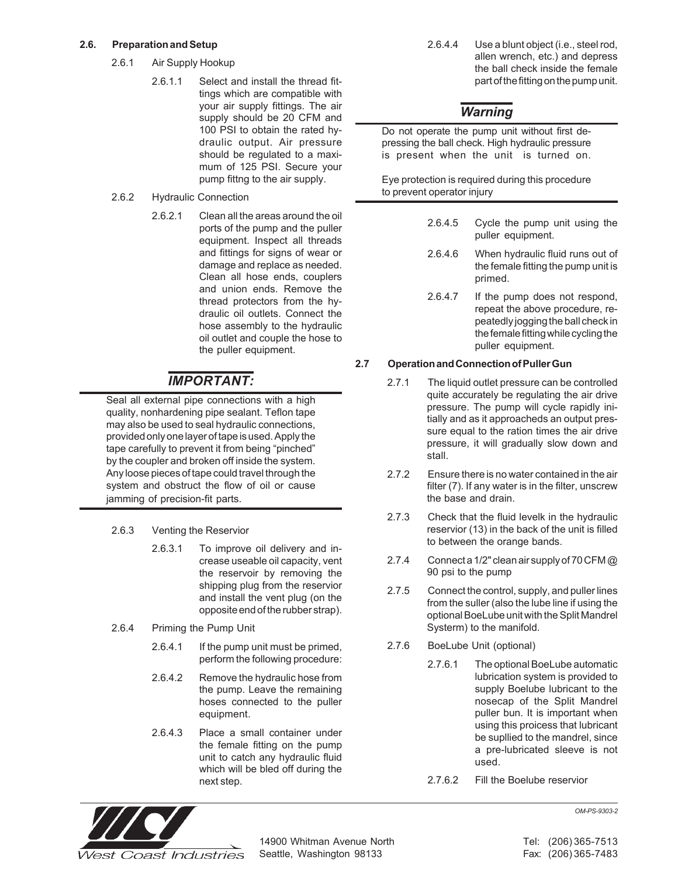## 2.6. Preparation and Setup

2.6.1 Air Supply Hookup

2.6.1.1 Select and install the thread fittings which are compatible with your air supply fittings. The air supply should be 20 CFM and 100 PSI to obtain the rated hydraulic output. Air pressure should be regulated to a maximum of 125 PSI. Secure your pump fittng to the air supply.

2.6.2 Hydraulic Connection

2.6.2.1 Clean all the areas around the oil ports of the pump and the puller equipment. Inspect all threads and fittings for signs of wear or damage and replace as needed. Clean all hose ends, couplers and union ends. Remove the thread protectors from the hydraulic oil outlets. Connect the hose assembly to the hydraulic oil outlet and couple the hose to the puller equipment.

### *IMPORTANT:*

Seal all external pipe connections with a high quality, nonhardening pipe sealant. Teflon tape may also be used to seal hydraulic connections, provided only one layer of tape is used. Apply the tape carefully to prevent it from being "pinched" by the coupler and broken off inside the system. Any loose pieces of tape could travel through the system and obstruct the flow of oil or cause jamming of precision-fit parts.

2.6.3 Venting the Reservior

2.6.3.1 To improve oil delivery and increase useable oil capacity, vent the reservoir by removing the shipping plug from the reservior and install the vent plug (on the opposite end of the rubber strap).

2.6.4 Priming the Pump Unit

2.6.4.1 If the pump unit must be primed, perform the following procedure:

2.6.4.2 Remove the hydraulic hose from the pump. Leave the remaining hoses connected to the puller equipment.

2.6.4.3 Place a small container under the female fitting on the pump unit to catch any hydraulic fluid which will be bled off during the next step.

2.6.4.4 Use a blunt object (i.e., steel rod, allen wrench, etc.) and depress the ball check inside the female part of the fitting on the pump unit.

### *Warning*

Do not operate the pump unit without first depressing the ball check. High hydraulic pressure is present when the unit is turned on.

Eye protection is required during this procedure to prevent operator injury

2.6.4.5 Cycle the pump unit using the puller equipment.

2.6.4.6 When hydraulic fluid runs out of the female fitting the pump unit is primed.

2.6.4.7 If the pump does not respond, repeat the above procedure, repeatedly jogging the ball check in the female fitting while cycling the puller equipment.

## 2.7 Operation and Connection of Puller Gun

2.7.1 The liquid outlet pressure can be controlled quite accurately be regulating the air drive pressure. The pump will cycle rapidly initially and as it approacheds an output pressure equal to the ration times the air drive pressure, it will gradually slow down and stall.

2.7.2 Ensure there is no water contained in the air filter (7). If any water is in the filter, unscrew the base and drain.

2.7.3 Check that the fluid levelk in the hydraulic reservoir (13) in the back of the unit is filled to between the orange bands.

2.7.4 Connect a 1/2" clean air supply of 70 CFM @ 90 psi to the pump

2.7.5 Connect the control, supply, and puller lines from the suller (also the lube line if using the optional BoeLube unit with the Split Mandrel Systerm) to the manifold.

2.7.6 BoeLube Unit (optional)

2.7.6.1 The optional BoeLube automatic lubrication system is provided to supply Boelube lubricant to the nosecap of the Split Mandrel puller bun. It is important when using this proicess that lubricant be supllied to the mandrel, since a pre-lubricated sleeve is not used.

2.7.6.2 Fill the Boelube reservior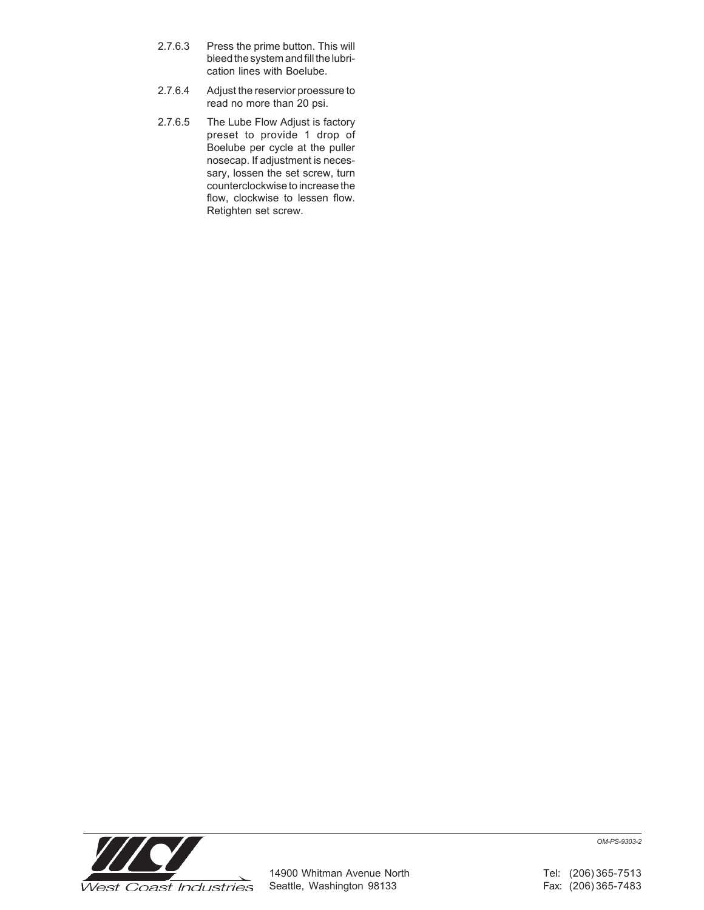2.7.6.3 Press the prime button. This will bleed the system and fill the lubrication lines with Boelube.

2.7.6.4 Adjust the reservior proessure to read no more than 20 psi.

2.7.6.5 The Lube Flow Adjust is factory preset to provide 1 drop of Boelube per cycle at the puller nosecap. If adjustment is necessary, lossen the set screw, turn counterclockwise to increase the flow, clockwise to lessen flow. Retighten set screw.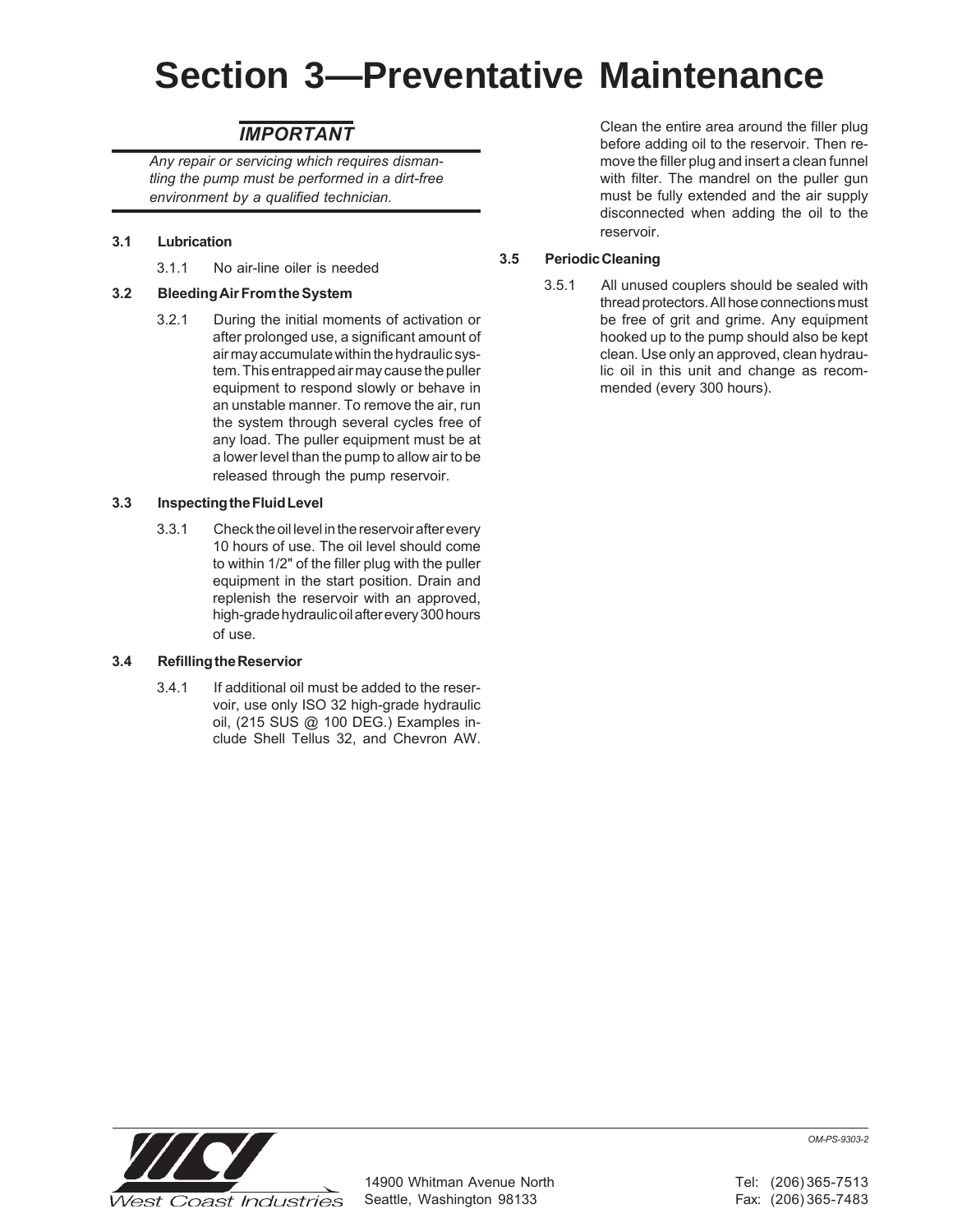# Section 3—Preventative Maintenance

## *IMPORTANT*

*Any repair or servicing which requires dismantling the pump must be performed in a dirt-free environment by a qualified technician.*

### 3.1 Lubrication

3.1.1 No air-line oiler is needed

### 3.2 Bleeding Air From the System

3.2.1 During the initial moments of activation or after prolonged use, a significant amount of air may accumulate within the hydraulic system. This entrapped air may cause the puller equipment to respond slowly or behave in an unstable manner. To remove the air, run the system through several cycles free of any load. The puller equipment must be at a lower level than the pump to allow air to be released through the pump reservoir.

### 3.3 Inspecting the Fluid Level

3.3.1 Check the oil level in the reservoir after every 10 hours of use. The oil level should come to within 1/2" of the filler plug with the puller equipment in the start position. Drain and replenish the reservoir with an approved, high-grade hydraulic oil after every 300 hours of use.

### 3.4 Refilling the Reservior

3.4.1 If additional oil must be added to the reservoir, use only ISO 32 high-grade hydraulic oil, (215 SUS @ 100 DEG.) Examples include Shell Tellus 32, and Chevron AW. Clean the entire area around the filler plug before adding oil to the reservoir. Then remove the filler plug and insert a clean funnel with filter. The mandrel on the puller gun must be fully extended and the air supply disconnected when adding the oil to the reservoir.

### 3.5 Periodic Cleaning

3.5.1 All unused couplers should be sealed with thread protectors. All hose connections must be free of grit and grime. Any equipment hooked up to the pump should also be kept clean. Use only an approved, clean hydraulic oil in this unit and change as recommended (every 300 hours).

OM-PS-9303-2

West Coast Industries

14900 Whitman Avenue North
Seattle, Washington 98133

Tel: (206) 365-7513
Fax: (206) 365-7483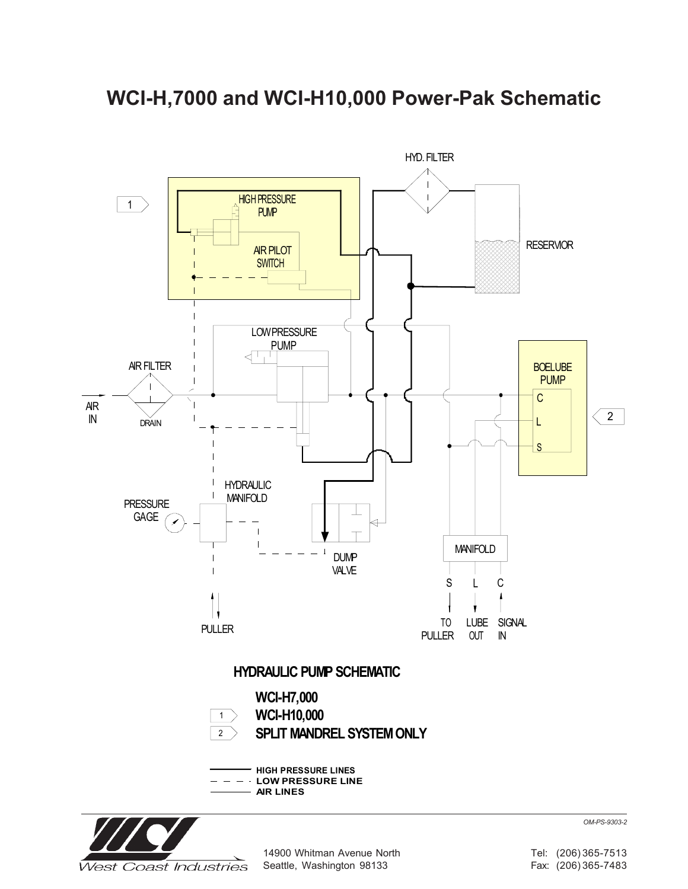# WCI-H,7000 and WCI-H10,000 Power-Pak Schematic

HYD. FILTER

HIGH PRESSURE PUMP

AIR PILOT SWITCH

RESERVIOR

LOW PRESSURE PUMP

AIR FILTER

AIR IN

DRAIN

BOELUBE PUMP

C

L

S

HYDRAULIC MANIFOLD

PRESSURE GAGE

DUMP VALVE

MANIFOLD

S L C

PULLER

TO PULLER

LUBE OUT

SIGNAL IN

**HYDRAULIC PUMP SCHEMATIC**

**WCI-H7,000**

1 **WCI-H10,000**

2 **SPLIT MANDREL SYSTEM ONLY**

**HIGH PRESSURE LINES**

**LOW PRESSURE LINE**

**AIR LINES**

OM-PS-9303-2

West Coast Industries

14900 Whitman Avenue North
Seattle, Washington 98133

Tel: (206) 365-7513
Fax: (206) 365-7483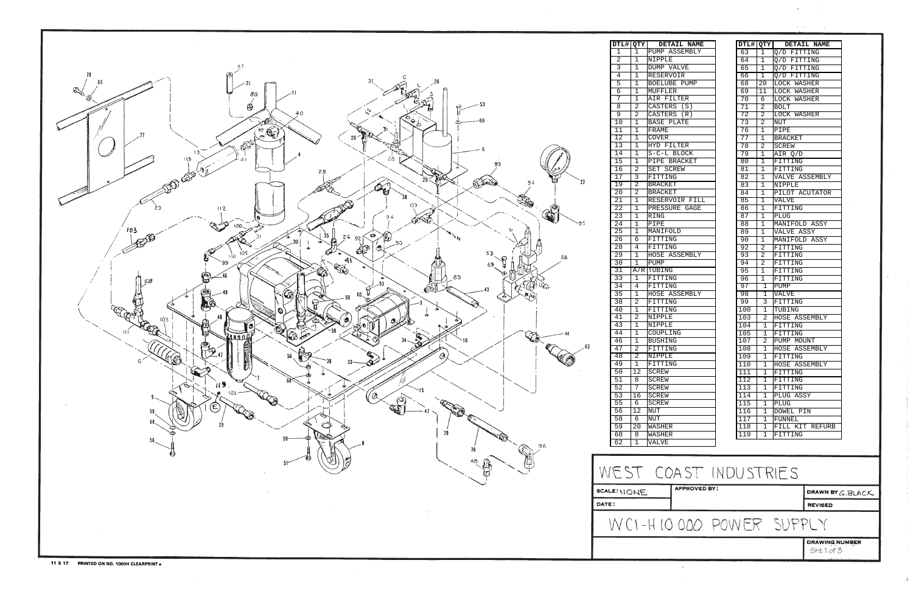| DTL# | QTY | DETAIL NAME |
|---|---|---|
| 1 | 1 | PUMP ASSEMBLY |
| 2 | 1 | NIPPLE |
| 3 | 1 | DUMP VALVE |
| 4 | 1 | RESERVOIR |
| 5 | 1 | BOELUBE PUMP |
| 6 | 1 | MUFFLER |
| 7 | 1 | AIR FILTER |
| 8 | 2 | CASTERS (S) |
| 9 | 2 | CASTERS (R) |
| 10 | 1 | BASE PLATE |
| 11 | 1 | FRAME |
| 12 | 1 | COVER |
| 13 | 1 | HYD FILTER |
| 14 | 1 | S-C-L BLOCK |
| 15 | 1 | PIPE BRACKET |
| 16 | 2 | SET SCREW |
| 17 | 3 | FITTING |
| 19 | 2 | BRACKET |
| 20 | 2 | BRACKET |
| 21 | 1 | RESERVOIR FILL |
| 22 | 1 | PRESSURE GAGE |
| 23 | 1 | RING |
| 24 | 1 | PIPE |
| 25 | 1 | MANIFOLD |
| 26 | 6 | FITTING |
| 28 | 4 | FITTING |
| 29 | 1 | HOSE ASSEMBLY |
| 30 | 1 | PUMP |
| 31 | A/R | TUBING |
| 33 | 1 | FITTING |
| 34 | 4 | FITTING |
| 35 | 1 | HOSE ASSEMBLY |
| 38 | 2 | FITTING |
| 40 | 1 | FITTING |
| 41 | 2 | NIPPLE |
| 43 | 1 | NIPPLE |
| 44 | 1 | COUPLING |
| 46 | 1 | BUSHING |
| 47 | 2 | FITTING |
| 48 | 2 | NIPPLE |
| 49 | 1 | FITTING |
| 50 | 12 | SCREW |
| 51 | 8 | SCREW |
| 52 | 7 | SCREW |
| 53 | 16 | SCREW |
| 55 | 6 | SCREW |
| 56 | 12 | NUT |
| 58 | 6 | NUT |
| 59 | 20 | WASHER |
| 60 | 8 | WASHER |
| 62 | 1 | VALVE |

| DTL# | QTY | DETAIL NAME |
|---|---|---|
| 63 | 1 | Q/D FITTING |
| 64 | 1 | Q/D FITTING |
| 65 | 1 | Q/D FITTING |
| 66 | 1 | Q/D FITTING |
| 68 | 20 | LOCK WASHER |
| 69 | 11 | LOCK WASHER |
| 70 | 6 | LOCK WASHER |
| 71 | 2 | BOLT |
| 72 | 2 | LOCK WASHER |
| 73 | 2 | NUT |
| 76 | 1 | PIPE |
| 77 | 1 | BRACKET |
| 78 | 2 | SCREW |
| 79 | 1 | AIR Q/D |
| 80 | 1 | FITTING |
| 81 | 1 | FITTING |
| 82 | 1 | VALVE ASSEMBLY |
| 83 | 1 | NIPPLE |
| 84 | 1 | PILOT ACUTATOR |
| 85 | 1 | VALVE |
| 86 | 1 | FITTING |
| 87 | 1 | PLUG |
| 88 | 1 | MANIFOLD ASSY |
| 89 | 1 | VALVE ASSY |
| 90 | 1 | MANIFOLD ASSY |
| 92 | 2 | FITTING |
| 93 | 2 | FITTING |
| 94 | 2 | FITTING |
| 95 | 1 | FITTING |
| 96 | 1 | FITTING |
| 97 | 1 | PUMP |
| 98 | 1 | VALVE |
| 99 | 3 | FITTING |
| 100 | 1 | TUBING |
| 103 | 2 | HOSE ASSEMBLY |
| 104 | 1 | FITTING |
| 105 | 1 | FITTING |
| 107 | 2 | PUMP MOUNT |
| 108 | 1 | HOSE ASSEMBLY |
| 109 | 1 | FITTING |
| 110 | 1 | HOSE ASSEMBLY |
| 111 | 1 | FITTING |
| 112 | 1 | FITTING |
| 113 | 1 | FITTING |
| 114 | 1 | PLUG ASSY |
| 115 | 1 | PLUG |
| 116 | 1 | DOWEL PIN |
| 117 | 1 | FUNNEL |
| 118 | 1 | FILL KIT REFURB |
| 119 | 1 | FITTING |

# WEST COAST INDUSTRIES

| SCALE: NONE | APPROVED BY: | DRAWN BY G.BLACK |
|---|---|---|
| DATE: | | REVISED |

## WCI-H10 000 POWER SUPPLY

DRAWING NUMBER
Sht 1 of 3

11 X 17 PRINTED ON NO. 1000H CLEARPRINT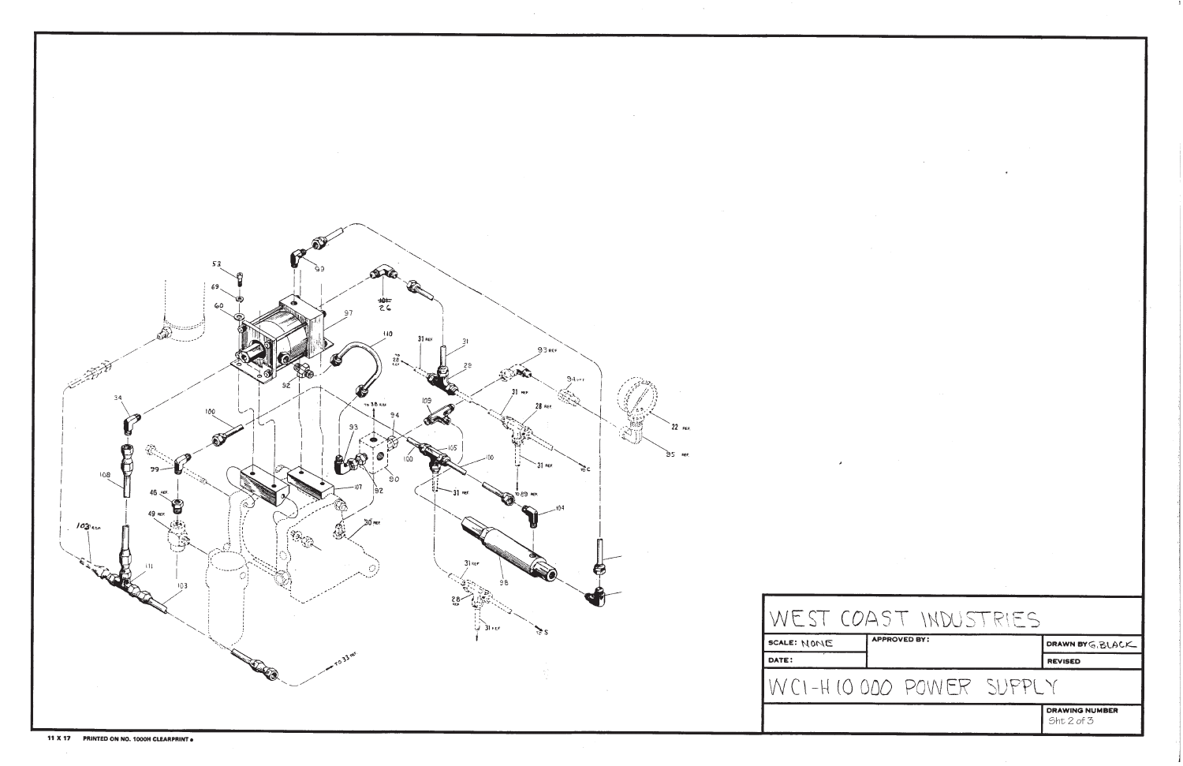WEST COAST INDUSTRIES

| SCALE: NONE | APPROVED BY: | DRAWN BY G. BLACK |
| --- | --- | --- |
| DATE: | | REVISED |

WCI-H10 000 POWER SUPPLY

DRAWING NUMBER
Sht 2 of 3

11 X 17 PRINTED ON NO. 1000H CLEARPRINT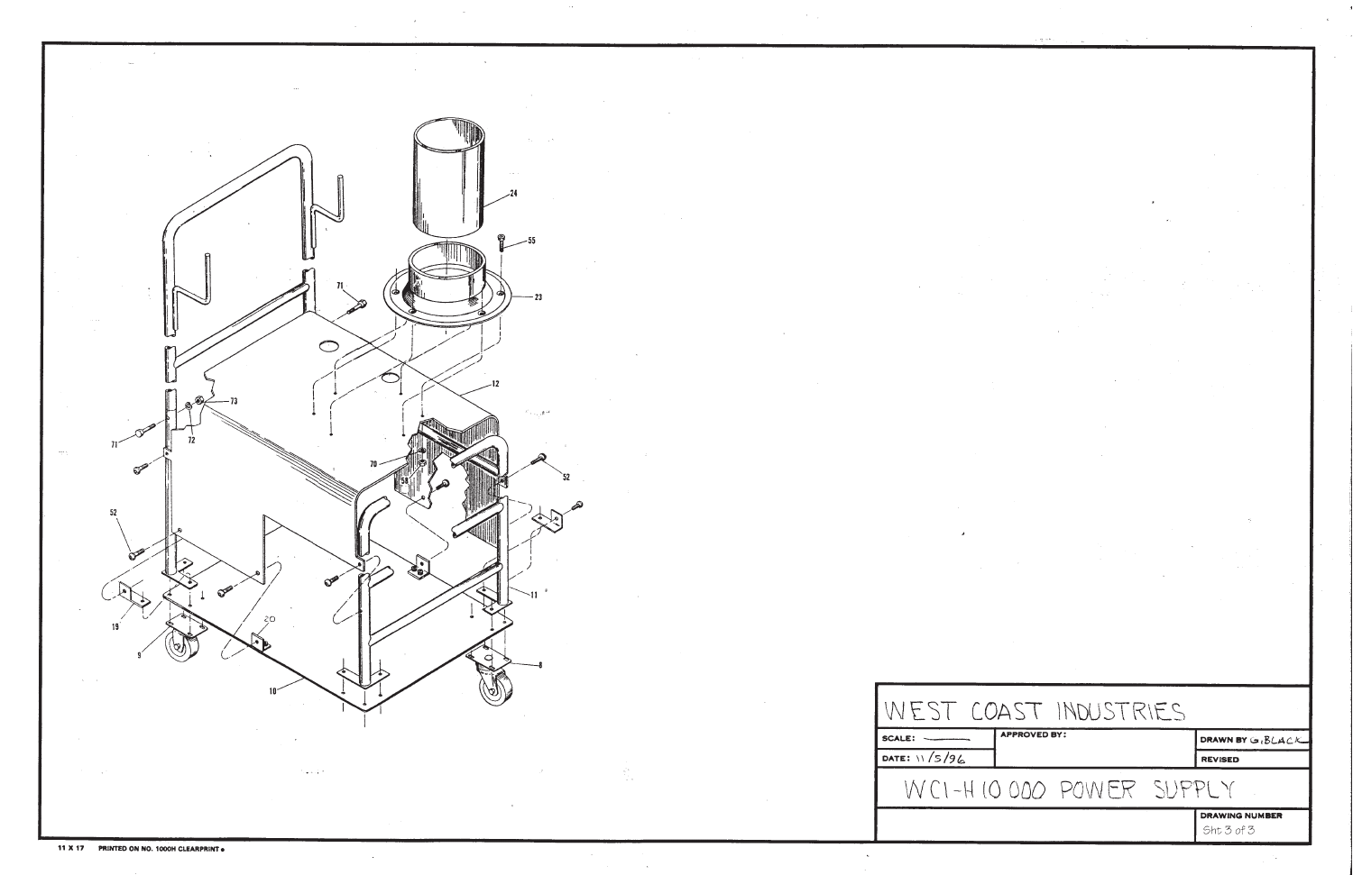24

55

23

71

73

12

71

72

70

53

52

52

19

9

20

11

8

10

| | | |
|---|---|---|
| WEST COAST INDUSTRIES | | |
| SCALE: ——— | APPROVED BY: | DRAWN BY G. BLACK |
| DATE: 11/5/96 | | REVISED |
| WCI-H 10 000 POWER SUPPLY | | |
| | | DRAWING NUMBER Sht 3 of 3 |

11 X 17 PRINTED ON NO. 1000H CLEARPRINT